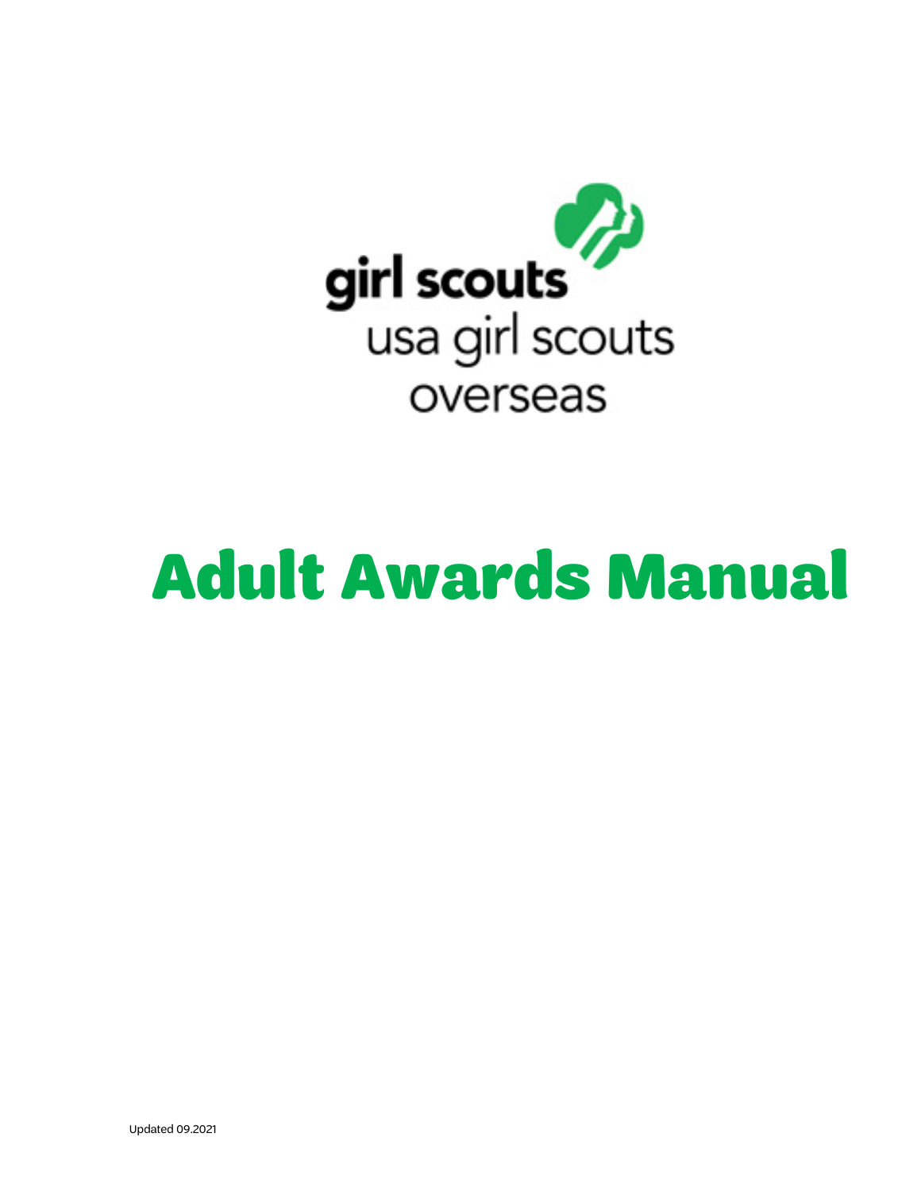girl scouts
usa girl scouts overseas

# Adult Awards Manual

Updated 09.2021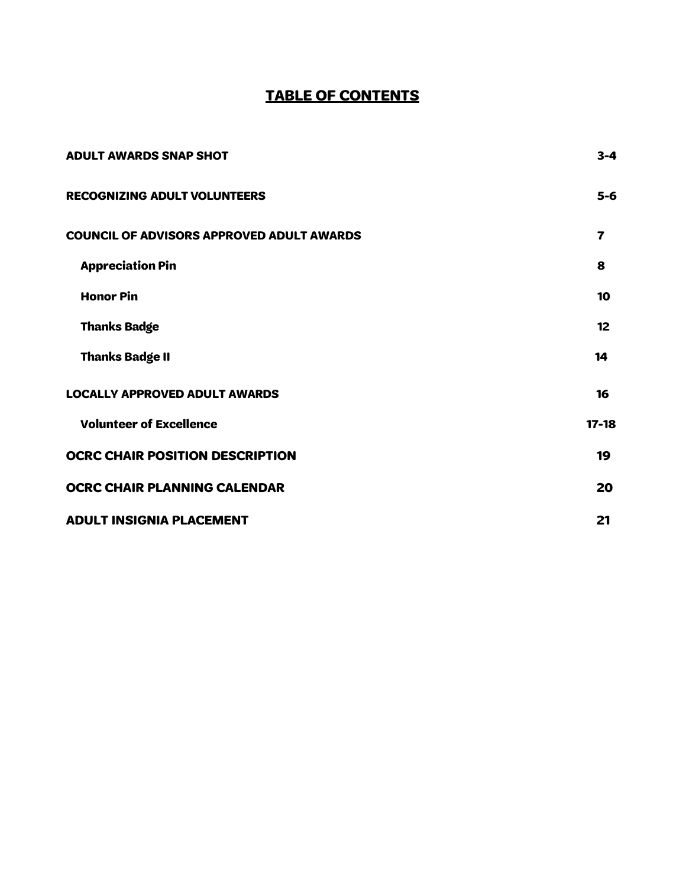# TABLE OF CONTENTS

| | |
|---|---|
| **ADULT AWARDS SNAP SHOT** | **3-4** |
| **RECOGNIZING ADULT VOLUNTEERS** | **5-6** |
| **COUNCIL OF ADVISORS APPROVED ADULT AWARDS** | **7** |
| **Appreciation Pin** | **8** |
| **Honor Pin** | **10** |
| **Thanks Badge** | **12** |
| **Thanks Badge II** | **14** |
| **LOCALLY APPROVED ADULT AWARDS** | **16** |
| **Volunteer of Excellence** | **17-18** |
| **OCRC CHAIR POSITION DESCRIPTION** | **19** |
| **OCRC CHAIR PLANNING CALENDAR** | **20** |
| **ADULT INSIGNIA PLACEMENT** | **21** |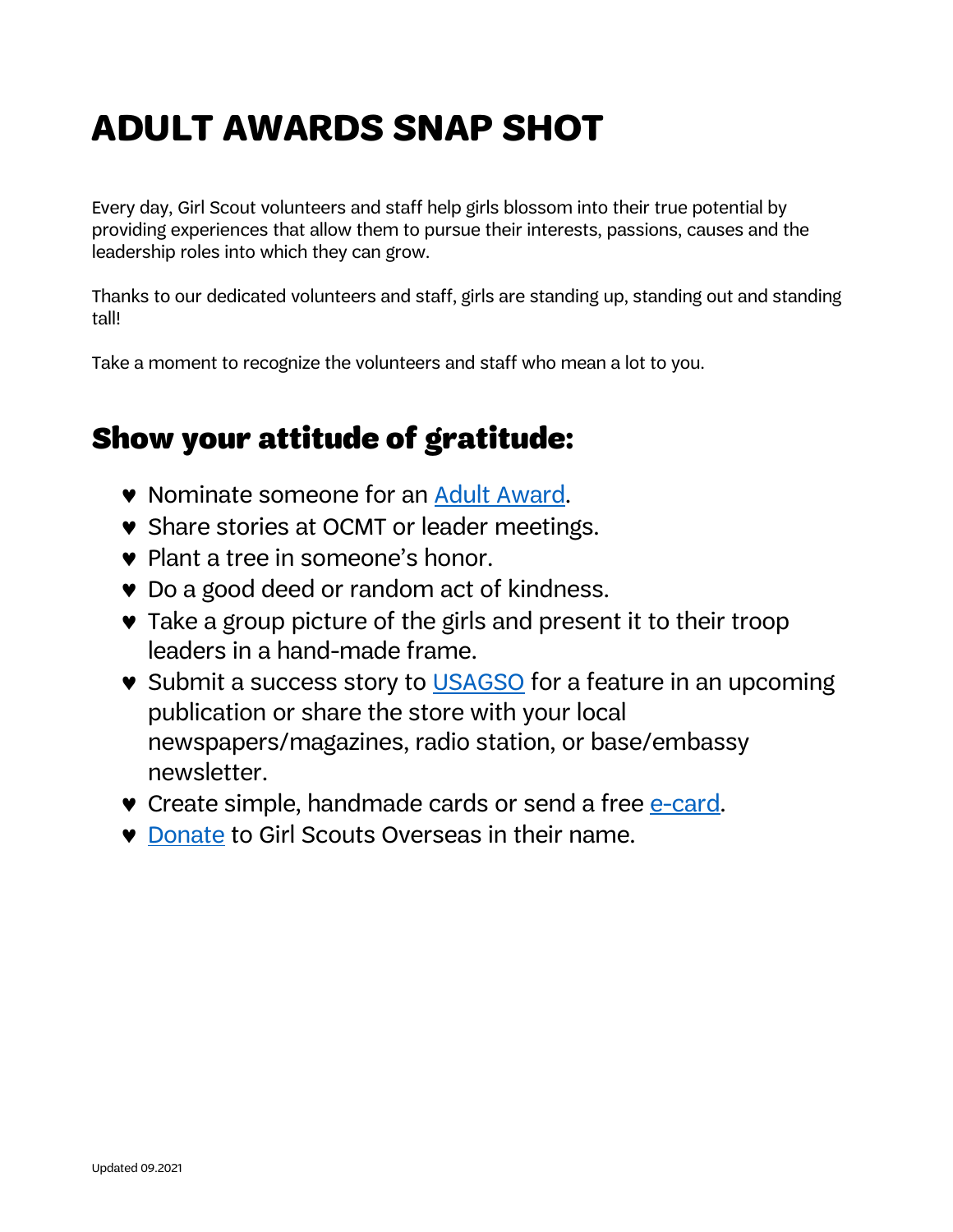# ADULT AWARDS SNAP SHOT

Every day, Girl Scout volunteers and staff help girls blossom into their true potential by providing experiences that allow them to pursue their interests, passions, causes and the leadership roles into which they can grow.

Thanks to our dedicated volunteers and staff, girls are standing up, standing out and standing tall!

Take a moment to recognize the volunteers and staff who mean a lot to you.

## Show your attitude of gratitude:

- Nominate someone for an Adult Award.
- Share stories at OCMT or leader meetings.
- Plant a tree in someone's honor.
- Do a good deed or random act of kindness.
- Take a group picture of the girls and present it to their troop leaders in a hand-made frame.
- Submit a success story to USAGSO for a feature in an upcoming publication or share the store with your local newspapers/magazines, radio station, or base/embassy newsletter.
- Create simple, handmade cards or send a free e-card.
- Donate to Girl Scouts Overseas in their name.

Updated 09.2021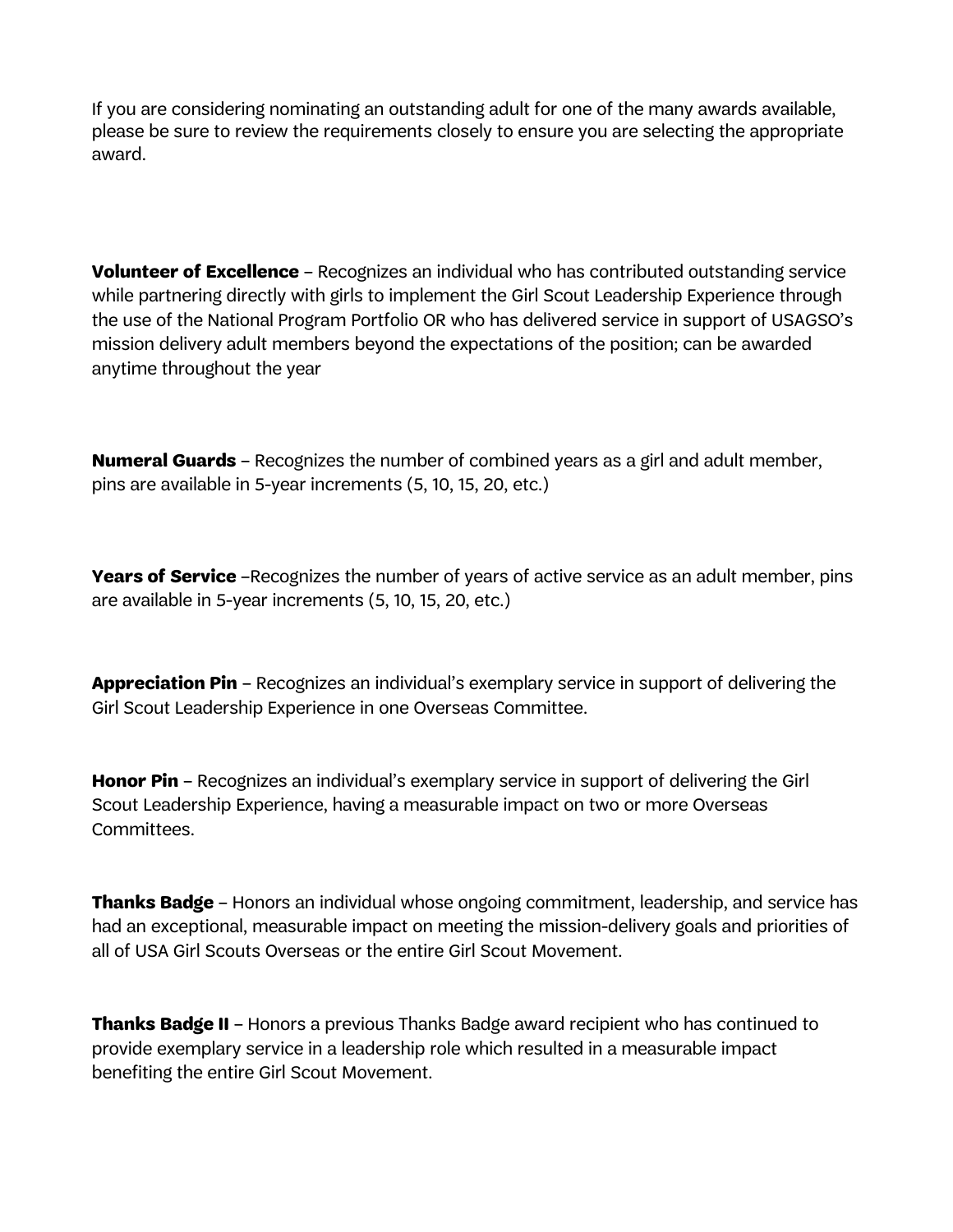If you are considering nominating an outstanding adult for one of the many awards available, please be sure to review the requirements closely to ensure you are selecting the appropriate award.

**Volunteer of Excellence** – Recognizes an individual who has contributed outstanding service while partnering directly with girls to implement the Girl Scout Leadership Experience through the use of the National Program Portfolio OR who has delivered service in support of USAGSO's mission delivery adult members beyond the expectations of the position; can be awarded anytime throughout the year

**Numeral Guards** – Recognizes the number of combined years as a girl and adult member, pins are available in 5-year increments (5, 10, 15, 20, etc.)

**Years of Service** –Recognizes the number of years of active service as an adult member, pins are available in 5-year increments (5, 10, 15, 20, etc.)

**Appreciation Pin** – Recognizes an individual's exemplary service in support of delivering the Girl Scout Leadership Experience in one Overseas Committee.

**Honor Pin** – Recognizes an individual's exemplary service in support of delivering the Girl Scout Leadership Experience, having a measurable impact on two or more Overseas Committees.

**Thanks Badge** – Honors an individual whose ongoing commitment, leadership, and service has had an exceptional, measurable impact on meeting the mission-delivery goals and priorities of all of USA Girl Scouts Overseas or the entire Girl Scout Movement.

**Thanks Badge II** – Honors a previous Thanks Badge award recipient who has continued to provide exemplary service in a leadership role which resulted in a measurable impact benefiting the entire Girl Scout Movement.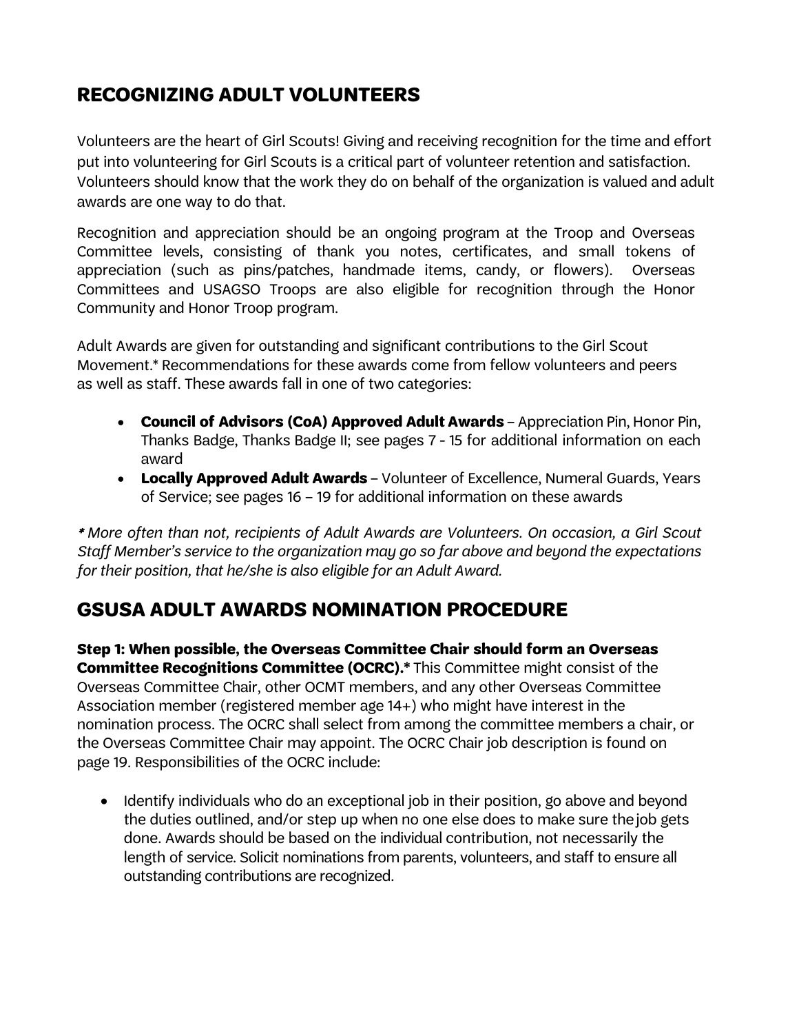## RECOGNIZING ADULT VOLUNTEERS

Volunteers are the heart of Girl Scouts! Giving and receiving recognition for the time and effort put into volunteering for Girl Scouts is a critical part of volunteer retention and satisfaction. Volunteers should know that the work they do on behalf of the organization is valued and adult awards are one way to do that.

Recognition and appreciation should be an ongoing program at the Troop and Overseas Committee levels, consisting of thank you notes, certificates, and small tokens of appreciation (such as pins/patches, handmade items, candy, or flowers). Overseas Committees and USAGSO Troops are also eligible for recognition through the Honor Community and Honor Troop program.

Adult Awards are given for outstanding and significant contributions to the Girl Scout Movement.* Recommendations for these awards come from fellow volunteers and peers as well as staff. These awards fall in one of two categories:

- **Council of Advisors (CoA) Approved Adult Awards** – Appreciation Pin, Honor Pin, Thanks Badge, Thanks Badge II; see pages 7 - 15 for additional information on each award
- **Locally Approved Adult Awards** – Volunteer of Excellence, Numeral Guards, Years of Service; see pages 16 – 19 for additional information on these awards

*\* More often than not, recipients of Adult Awards are Volunteers. On occasion, a Girl Scout Staff Member's service to the organization may go so far above and beyond the expectations for their position, that he/she is also eligible for an Adult Award.*

## GSUSA ADULT AWARDS NOMINATION PROCEDURE

**Step 1: When possible, the Overseas Committee Chair should form an Overseas Committee Recognitions Committee (OCRC).*** This Committee might consist of the Overseas Committee Chair, other OCMT members, and any other Overseas Committee Association member (registered member age 14+) who might have interest in the nomination process. The OCRC shall select from among the committee members a chair, or the Overseas Committee Chair may appoint. The OCRC Chair job description is found on page 19. Responsibilities of the OCRC include:

- Identify individuals who do an exceptional job in their position, go above and beyond the duties outlined, and/or step up when no one else does to make sure the job gets done. Awards should be based on the individual contribution, not necessarily the length of service. Solicit nominations from parents, volunteers, and staff to ensure all outstanding contributions are recognized.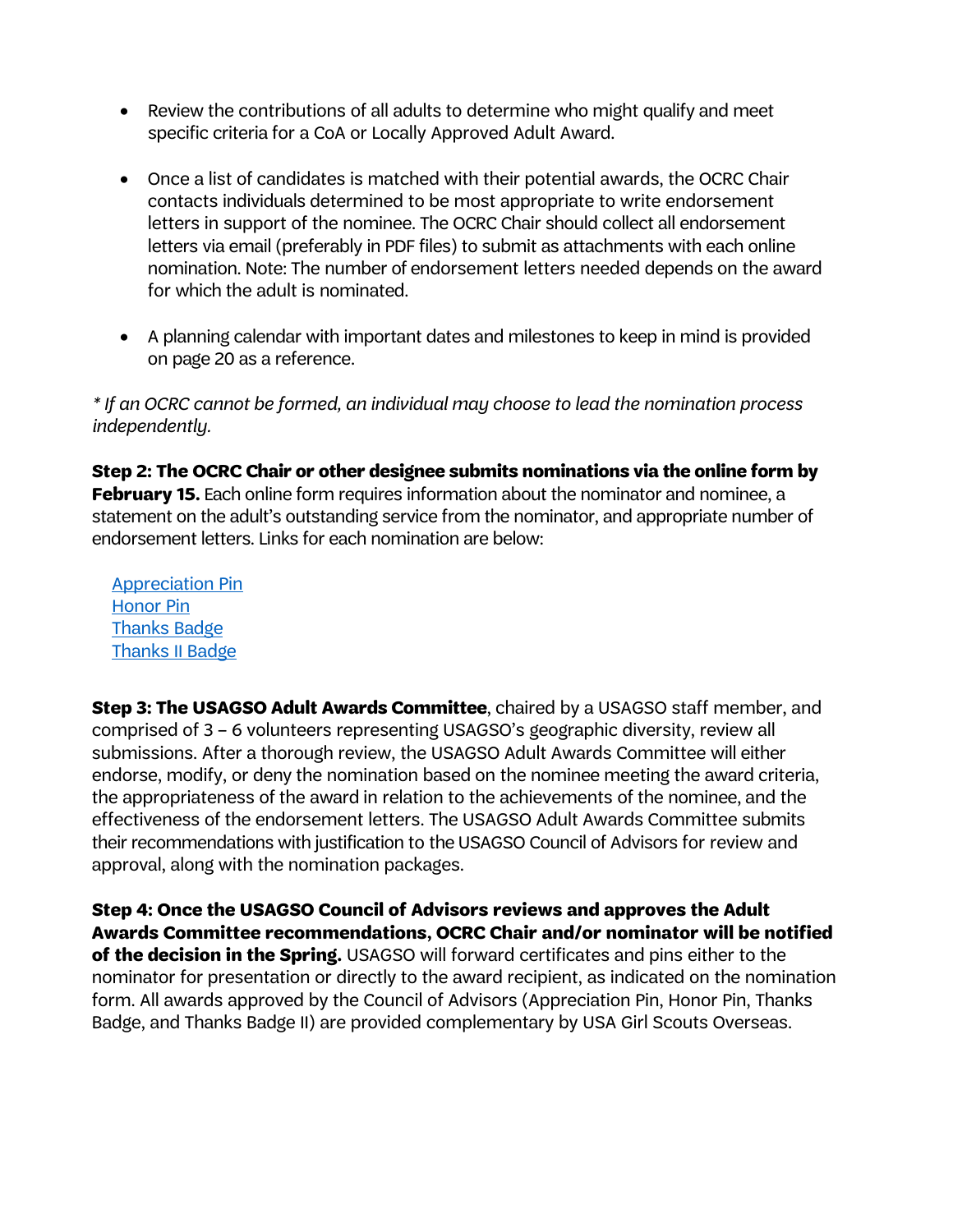- Review the contributions of all adults to determine who might qualify and meet specific criteria for a CoA or Locally Approved Adult Award.

- Once a list of candidates is matched with their potential awards, the OCRC Chair contacts individuals determined to be most appropriate to write endorsement letters in support of the nominee. The OCRC Chair should collect all endorsement letters via email (preferably in PDF files) to submit as attachments with each online nomination. Note: The number of endorsement letters needed depends on the award for which the adult is nominated.

- A planning calendar with important dates and milestones to keep in mind is provided on page 20 as a reference.

*\* If an OCRC cannot be formed, an individual may choose to lead the nomination process independently.*

**Step 2: The OCRC Chair or other designee submits nominations via the online form by February 15.** Each online form requires information about the nominator and nominee, a statement on the adult's outstanding service from the nominator, and appropriate number of endorsement letters. Links for each nomination are below:

Appreciation Pin
Honor Pin
Thanks Badge
Thanks II Badge

**Step 3: The USAGSO Adult Awards Committee**, chaired by a USAGSO staff member, and comprised of 3 – 6 volunteers representing USAGSO's geographic diversity, review all submissions. After a thorough review, the USAGSO Adult Awards Committee will either endorse, modify, or deny the nomination based on the nominee meeting the award criteria, the appropriateness of the award in relation to the achievements of the nominee, and the effectiveness of the endorsement letters. The USAGSO Adult Awards Committee submits their recommendations with justification to the USAGSO Council of Advisors for review and approval, along with the nomination packages.

**Step 4: Once the USAGSO Council of Advisors reviews and approves the Adult Awards Committee recommendations, OCRC Chair and/or nominator will be notified of the decision in the Spring.** USAGSO will forward certificates and pins either to the nominator for presentation or directly to the award recipient, as indicated on the nomination form. All awards approved by the Council of Advisors (Appreciation Pin, Honor Pin, Thanks Badge, and Thanks Badge II) are provided complementary by USA Girl Scouts Overseas.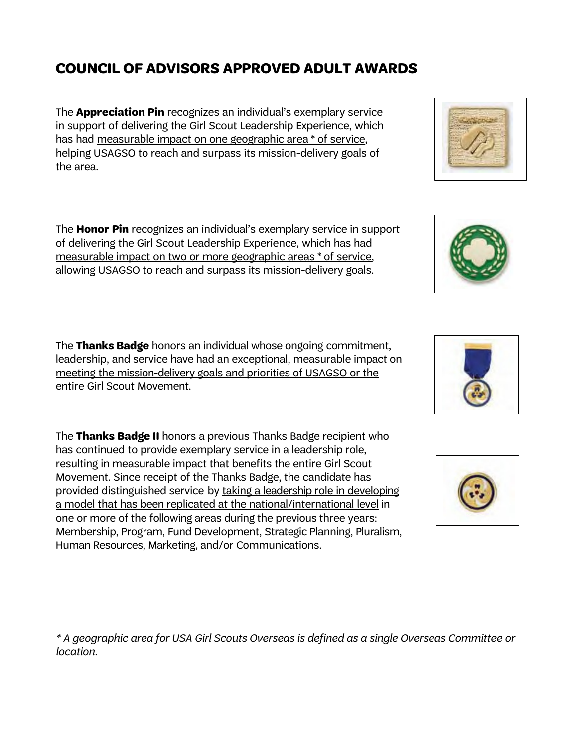## COUNCIL OF ADVISORS APPROVED ADULT AWARDS

The **Appreciation Pin** recognizes an individual's exemplary service in support of delivering the Girl Scout Leadership Experience, which has had measurable impact on one geographic area * of service, helping USAGSO to reach and surpass its mission-delivery goals of the area.

The **Honor Pin** recognizes an individual's exemplary service in support of delivering the Girl Scout Leadership Experience, which has had measurable impact on two or more geographic areas * of service, allowing USAGSO to reach and surpass its mission-delivery goals.

The **Thanks Badge** honors an individual whose ongoing commitment, leadership, and service have had an exceptional, measurable impact on meeting the mission-delivery goals and priorities of USAGSO or the entire Girl Scout Movement.

The **Thanks Badge II** honors a previous Thanks Badge recipient who has continued to provide exemplary service in a leadership role, resulting in measurable impact that benefits the entire Girl Scout Movement. Since receipt of the Thanks Badge, the candidate has provided distinguished service by taking a leadership role in developing a model that has been replicated at the national/international level in one or more of the following areas during the previous three years: Membership, Program, Fund Development, Strategic Planning, Pluralism, Human Resources, Marketing, and/or Communications.

*\* A geographic area for USA Girl Scouts Overseas is defined as a single Overseas Committee or location.*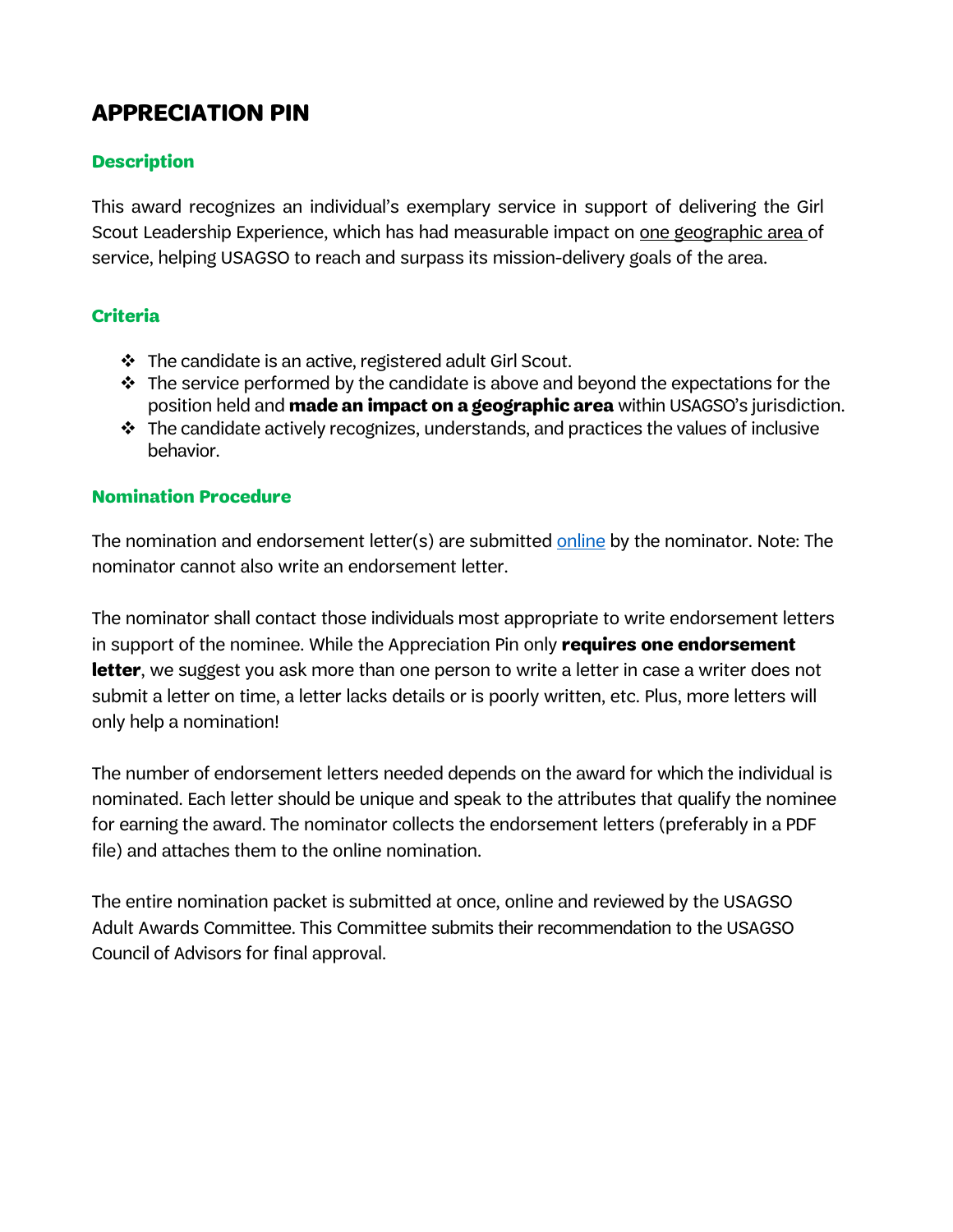## APPRECIATION PIN

### Description

This award recognizes an individual's exemplary service in support of delivering the Girl Scout Leadership Experience, which has had measurable impact on one geographic area of service, helping USAGSO to reach and surpass its mission-delivery goals of the area.

### Criteria

- The candidate is an active, registered adult Girl Scout.
- The service performed by the candidate is above and beyond the expectations for the position held and **made an impact on a geographic area** within USAGSO's jurisdiction.
- The candidate actively recognizes, understands, and practices the values of inclusive behavior.

### Nomination Procedure

The nomination and endorsement letter(s) are submitted online by the nominator. Note: The nominator cannot also write an endorsement letter.

The nominator shall contact those individuals most appropriate to write endorsement letters in support of the nominee. While the Appreciation Pin only **requires one endorsement letter**, we suggest you ask more than one person to write a letter in case a writer does not submit a letter on time, a letter lacks details or is poorly written, etc. Plus, more letters will only help a nomination!

The number of endorsement letters needed depends on the award for which the individual is nominated. Each letter should be unique and speak to the attributes that qualify the nominee for earning the award. The nominator collects the endorsement letters (preferably in a PDF file) and attaches them to the online nomination.

The entire nomination packet is submitted at once, online and reviewed by the USAGSO Adult Awards Committee. This Committee submits their recommendation to the USAGSO Council of Advisors for final approval.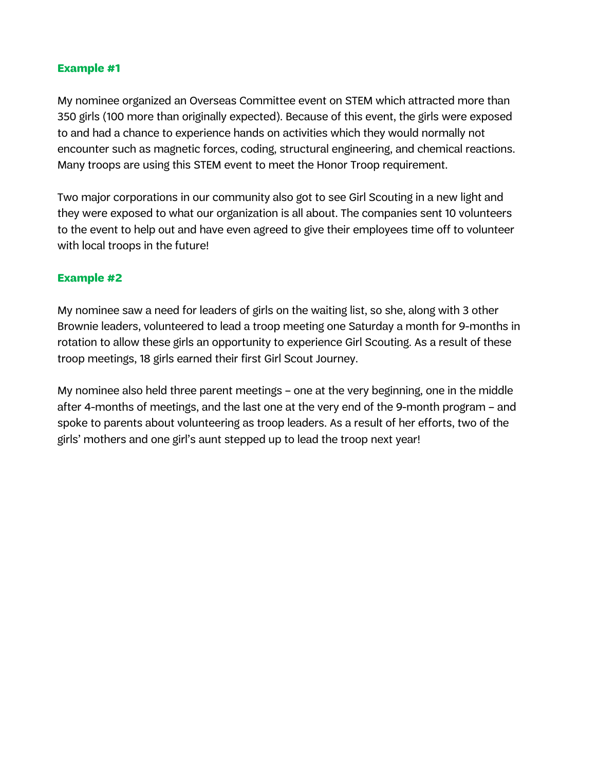### Example #1

My nominee organized an Overseas Committee event on STEM which attracted more than 350 girls (100 more than originally expected). Because of this event, the girls were exposed to and had a chance to experience hands on activities which they would normally not encounter such as magnetic forces, coding, structural engineering, and chemical reactions. Many troops are using this STEM event to meet the Honor Troop requirement.

Two major corporations in our community also got to see Girl Scouting in a new light and they were exposed to what our organization is all about. The companies sent 10 volunteers to the event to help out and have even agreed to give their employees time off to volunteer with local troops in the future!

### Example #2

My nominee saw a need for leaders of girls on the waiting list, so she, along with 3 other Brownie leaders, volunteered to lead a troop meeting one Saturday a month for 9-months in rotation to allow these girls an opportunity to experience Girl Scouting. As a result of these troop meetings, 18 girls earned their first Girl Scout Journey.

My nominee also held three parent meetings – one at the very beginning, one in the middle after 4-months of meetings, and the last one at the very end of the 9-month program – and spoke to parents about volunteering as troop leaders. As a result of her efforts, two of the girls' mothers and one girl's aunt stepped up to lead the troop next year!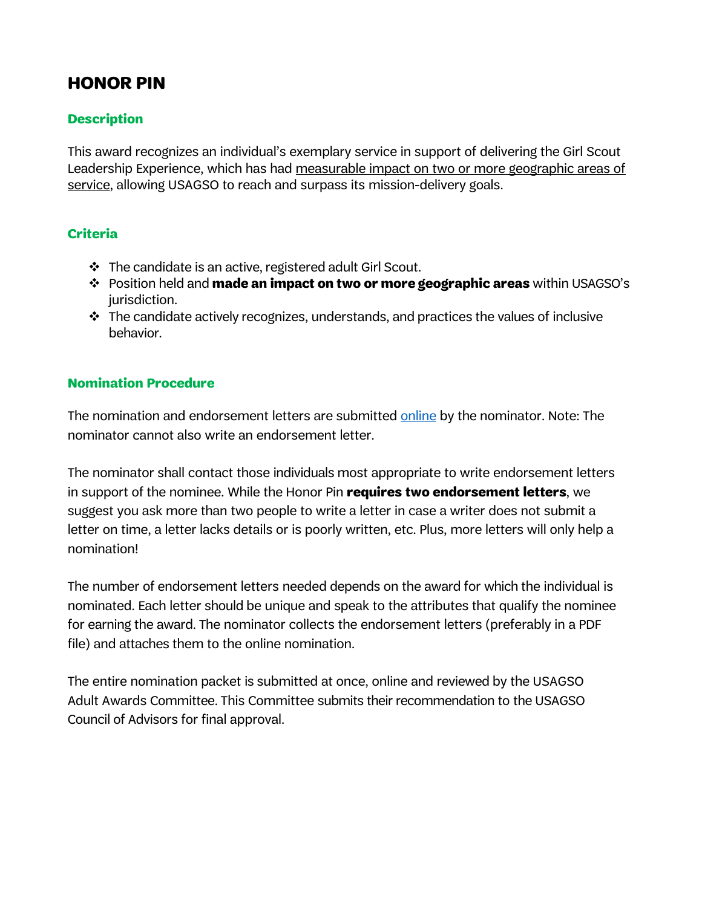## HONOR PIN

### Description

This award recognizes an individual's exemplary service in support of delivering the Girl Scout Leadership Experience, which has had measurable impact on two or more geographic areas of service, allowing USAGSO to reach and surpass its mission-delivery goals.

### Criteria

- The candidate is an active, registered adult Girl Scout.
- Position held and **made an impact on two or more geographic areas** within USAGSO's jurisdiction.
- The candidate actively recognizes, understands, and practices the values of inclusive behavior.

### Nomination Procedure

The nomination and endorsement letters are submitted online by the nominator. Note: The nominator cannot also write an endorsement letter.

The nominator shall contact those individuals most appropriate to write endorsement letters in support of the nominee. While the Honor Pin **requires two endorsement letters**, we suggest you ask more than two people to write a letter in case a writer does not submit a letter on time, a letter lacks details or is poorly written, etc. Plus, more letters will only help a nomination!

The number of endorsement letters needed depends on the award for which the individual is nominated. Each letter should be unique and speak to the attributes that qualify the nominee for earning the award. The nominator collects the endorsement letters (preferably in a PDF file) and attaches them to the online nomination.

The entire nomination packet is submitted at once, online and reviewed by the USAGSO Adult Awards Committee. This Committee submits their recommendation to the USAGSO Council of Advisors for final approval.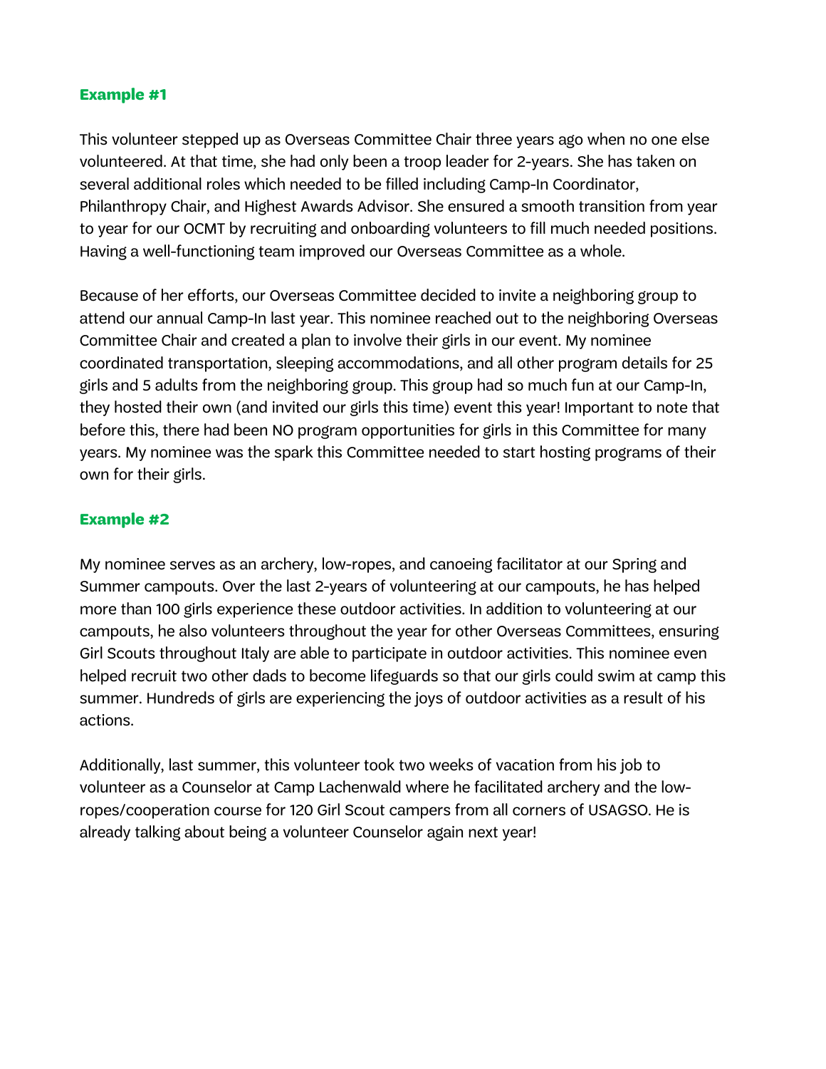### Example #1

This volunteer stepped up as Overseas Committee Chair three years ago when no one else volunteered. At that time, she had only been a troop leader for 2-years. She has taken on several additional roles which needed to be filled including Camp-In Coordinator, Philanthropy Chair, and Highest Awards Advisor. She ensured a smooth transition from year to year for our OCMT by recruiting and onboarding volunteers to fill much needed positions. Having a well-functioning team improved our Overseas Committee as a whole.

Because of her efforts, our Overseas Committee decided to invite a neighboring group to attend our annual Camp-In last year. This nominee reached out to the neighboring Overseas Committee Chair and created a plan to involve their girls in our event. My nominee coordinated transportation, sleeping accommodations, and all other program details for 25 girls and 5 adults from the neighboring group. This group had so much fun at our Camp-In, they hosted their own (and invited our girls this time) event this year! Important to note that before this, there had been NO program opportunities for girls in this Committee for many years. My nominee was the spark this Committee needed to start hosting programs of their own for their girls.

### Example #2

My nominee serves as an archery, low-ropes, and canoeing facilitator at our Spring and Summer campouts. Over the last 2-years of volunteering at our campouts, he has helped more than 100 girls experience these outdoor activities. In addition to volunteering at our campouts, he also volunteers throughout the year for other Overseas Committees, ensuring Girl Scouts throughout Italy are able to participate in outdoor activities. This nominee even helped recruit two other dads to become lifeguards so that our girls could swim at camp this summer. Hundreds of girls are experiencing the joys of outdoor activities as a result of his actions.

Additionally, last summer, this volunteer took two weeks of vacation from his job to volunteer as a Counselor at Camp Lachenwald where he facilitated archery and the low-ropes/cooperation course for 120 Girl Scout campers from all corners of USAGSO. He is already talking about being a volunteer Counselor again next year!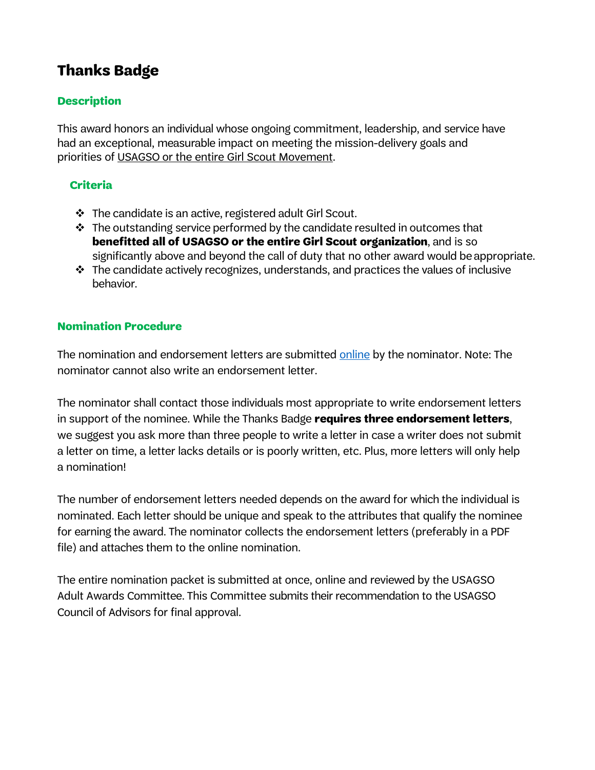# Thanks Badge

### Description

This award honors an individual whose ongoing commitment, leadership, and service have had an exceptional, measurable impact on meeting the mission-delivery goals and priorities of USAGSO or the entire Girl Scout Movement.

### Criteria

- The candidate is an active, registered adult Girl Scout.
- The outstanding service performed by the candidate resulted in outcomes that **benefitted all of USAGSO or the entire Girl Scout organization**, and is so significantly above and beyond the call of duty that no other award would be appropriate.
- The candidate actively recognizes, understands, and practices the values of inclusive behavior.

### Nomination Procedure

The nomination and endorsement letters are submitted online by the nominator. Note: The nominator cannot also write an endorsement letter.

The nominator shall contact those individuals most appropriate to write endorsement letters in support of the nominee. While the Thanks Badge **requires three endorsement letters**, we suggest you ask more than three people to write a letter in case a writer does not submit a letter on time, a letter lacks details or is poorly written, etc. Plus, more letters will only help a nomination!

The number of endorsement letters needed depends on the award for which the individual is nominated. Each letter should be unique and speak to the attributes that qualify the nominee for earning the award. The nominator collects the endorsement letters (preferably in a PDF file) and attaches them to the online nomination.

The entire nomination packet is submitted at once, online and reviewed by the USAGSO Adult Awards Committee. This Committee submits their recommendation to the USAGSO Council of Advisors for final approval.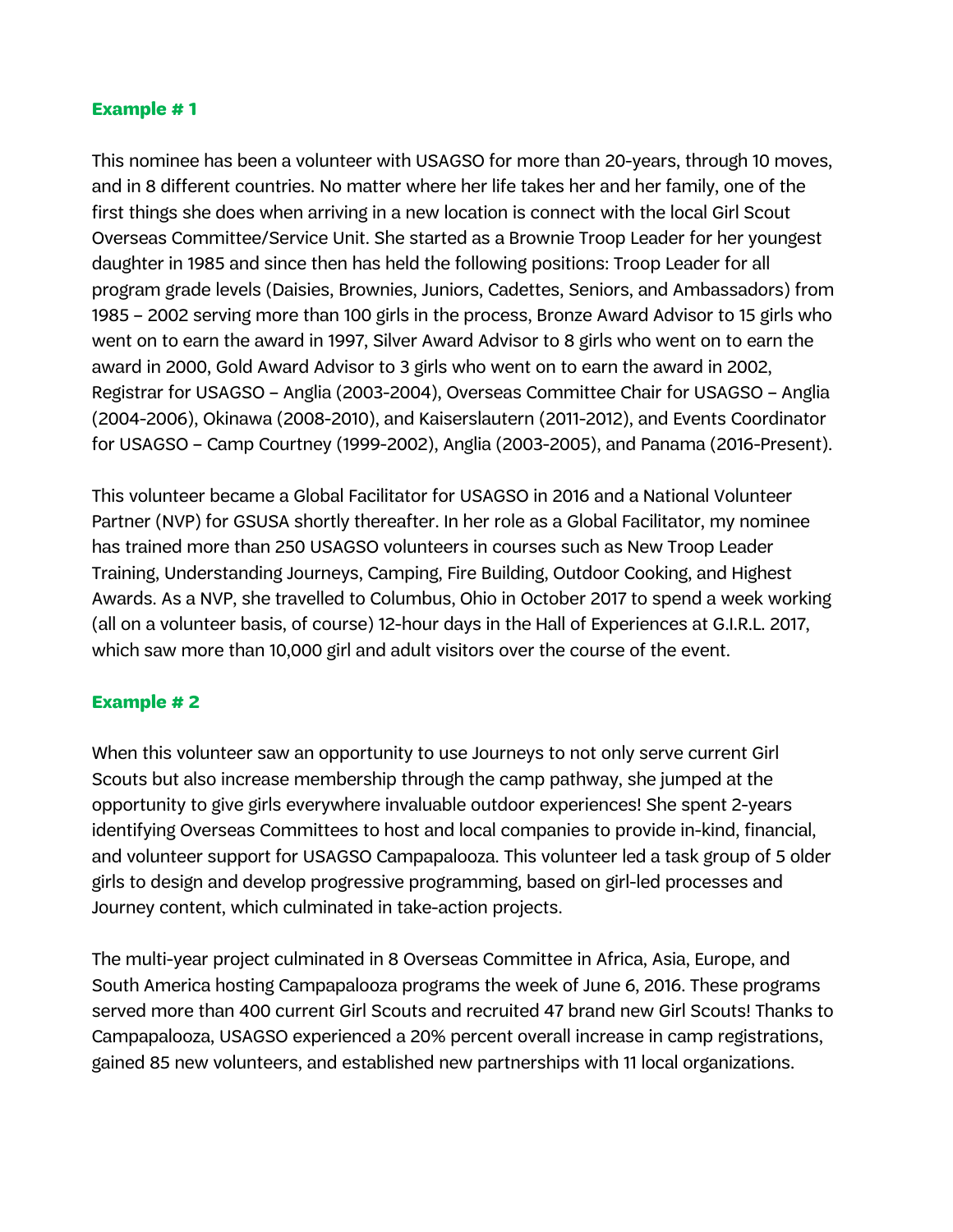### Example # 1

This nominee has been a volunteer with USAGSO for more than 20-years, through 10 moves, and in 8 different countries. No matter where her life takes her and her family, one of the first things she does when arriving in a new location is connect with the local Girl Scout Overseas Committee/Service Unit. She started as a Brownie Troop Leader for her youngest daughter in 1985 and since then has held the following positions: Troop Leader for all program grade levels (Daisies, Brownies, Juniors, Cadettes, Seniors, and Ambassadors) from 1985 – 2002 serving more than 100 girls in the process, Bronze Award Advisor to 15 girls who went on to earn the award in 1997, Silver Award Advisor to 8 girls who went on to earn the award in 2000, Gold Award Advisor to 3 girls who went on to earn the award in 2002, Registrar for USAGSO – Anglia (2003-2004), Overseas Committee Chair for USAGSO – Anglia (2004-2006), Okinawa (2008-2010), and Kaiserslautern (2011-2012), and Events Coordinator for USAGSO – Camp Courtney (1999-2002), Anglia (2003-2005), and Panama (2016-Present).

This volunteer became a Global Facilitator for USAGSO in 2016 and a National Volunteer Partner (NVP) for GSUSA shortly thereafter. In her role as a Global Facilitator, my nominee has trained more than 250 USAGSO volunteers in courses such as New Troop Leader Training, Understanding Journeys, Camping, Fire Building, Outdoor Cooking, and Highest Awards. As a NVP, she travelled to Columbus, Ohio in October 2017 to spend a week working (all on a volunteer basis, of course) 12-hour days in the Hall of Experiences at G.I.R.L. 2017, which saw more than 10,000 girl and adult visitors over the course of the event.

### Example # 2

When this volunteer saw an opportunity to use Journeys to not only serve current Girl Scouts but also increase membership through the camp pathway, she jumped at the opportunity to give girls everywhere invaluable outdoor experiences! She spent 2-years identifying Overseas Committees to host and local companies to provide in-kind, financial, and volunteer support for USAGSO Campapalooza. This volunteer led a task group of 5 older girls to design and develop progressive programming, based on girl-led processes and Journey content, which culminated in take-action projects.

The multi-year project culminated in 8 Overseas Committee in Africa, Asia, Europe, and South America hosting Campapalooza programs the week of June 6, 2016. These programs served more than 400 current Girl Scouts and recruited 47 brand new Girl Scouts! Thanks to Campapalooza, USAGSO experienced a 20% percent overall increase in camp registrations, gained 85 new volunteers, and established new partnerships with 11 local organizations.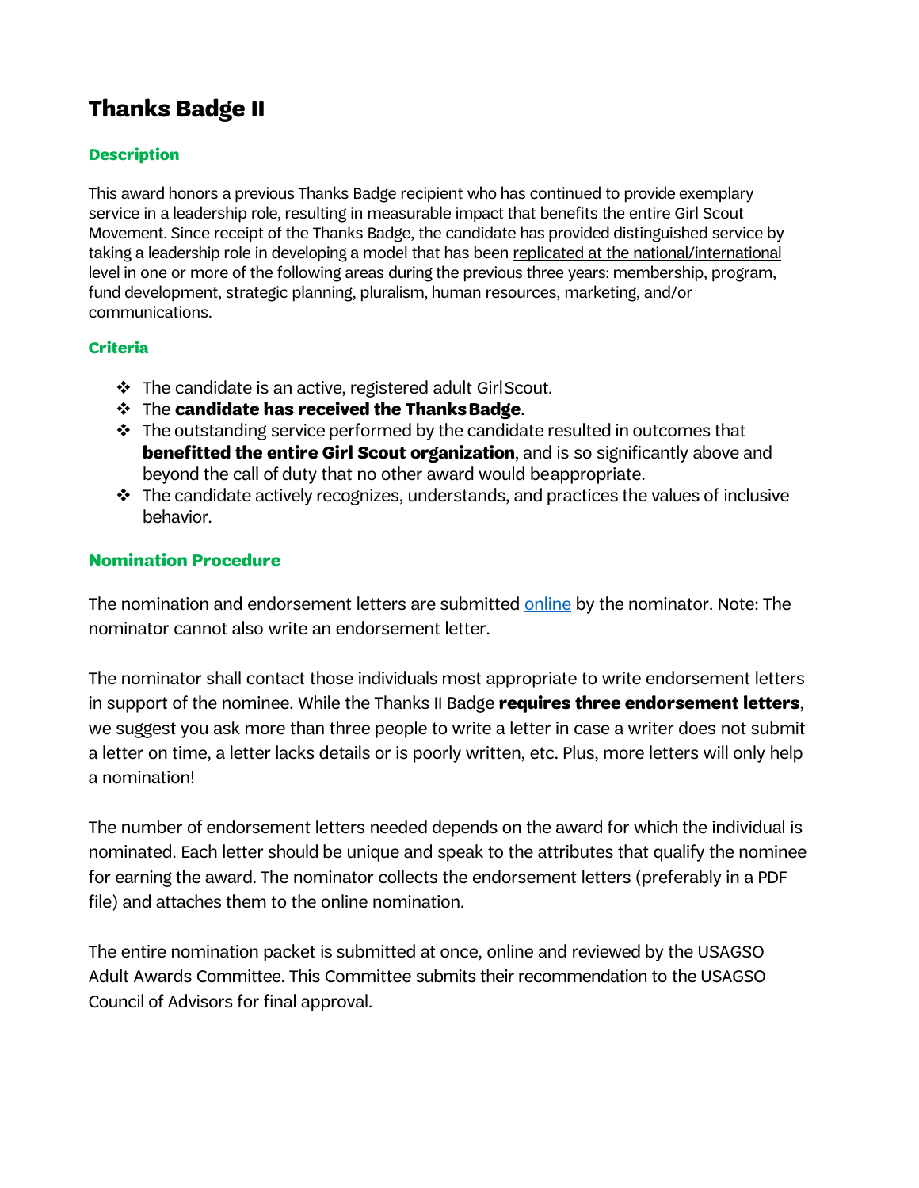# Thanks Badge II

### Description

This award honors a previous Thanks Badge recipient who has continued to provide exemplary service in a leadership role, resulting in measurable impact that benefits the entire Girl Scout Movement. Since receipt of the Thanks Badge, the candidate has provided distinguished service by taking a leadership role in developing a model that has been replicated at the national/international level in one or more of the following areas during the previous three years: membership, program, fund development, strategic planning, pluralism, human resources, marketing, and/or communications.

### Criteria

- The candidate is an active, registered adult Girl Scout.
- The **candidate has received the Thanks Badge**.
- The outstanding service performed by the candidate resulted in outcomes that **benefitted the entire Girl Scout organization**, and is so significantly above and beyond the call of duty that no other award would be appropriate.
- The candidate actively recognizes, understands, and practices the values of inclusive behavior.

### Nomination Procedure

The nomination and endorsement letters are submitted online by the nominator. Note: The nominator cannot also write an endorsement letter.

The nominator shall contact those individuals most appropriate to write endorsement letters in support of the nominee. While the Thanks II Badge **requires three endorsement letters**, we suggest you ask more than three people to write a letter in case a writer does not submit a letter on time, a letter lacks details or is poorly written, etc. Plus, more letters will only help a nomination!

The number of endorsement letters needed depends on the award for which the individual is nominated. Each letter should be unique and speak to the attributes that qualify the nominee for earning the award. The nominator collects the endorsement letters (preferably in a PDF file) and attaches them to the online nomination.

The entire nomination packet is submitted at once, online and reviewed by the USAGSO Adult Awards Committee. This Committee submits their recommendation to the USAGSO Council of Advisors for final approval.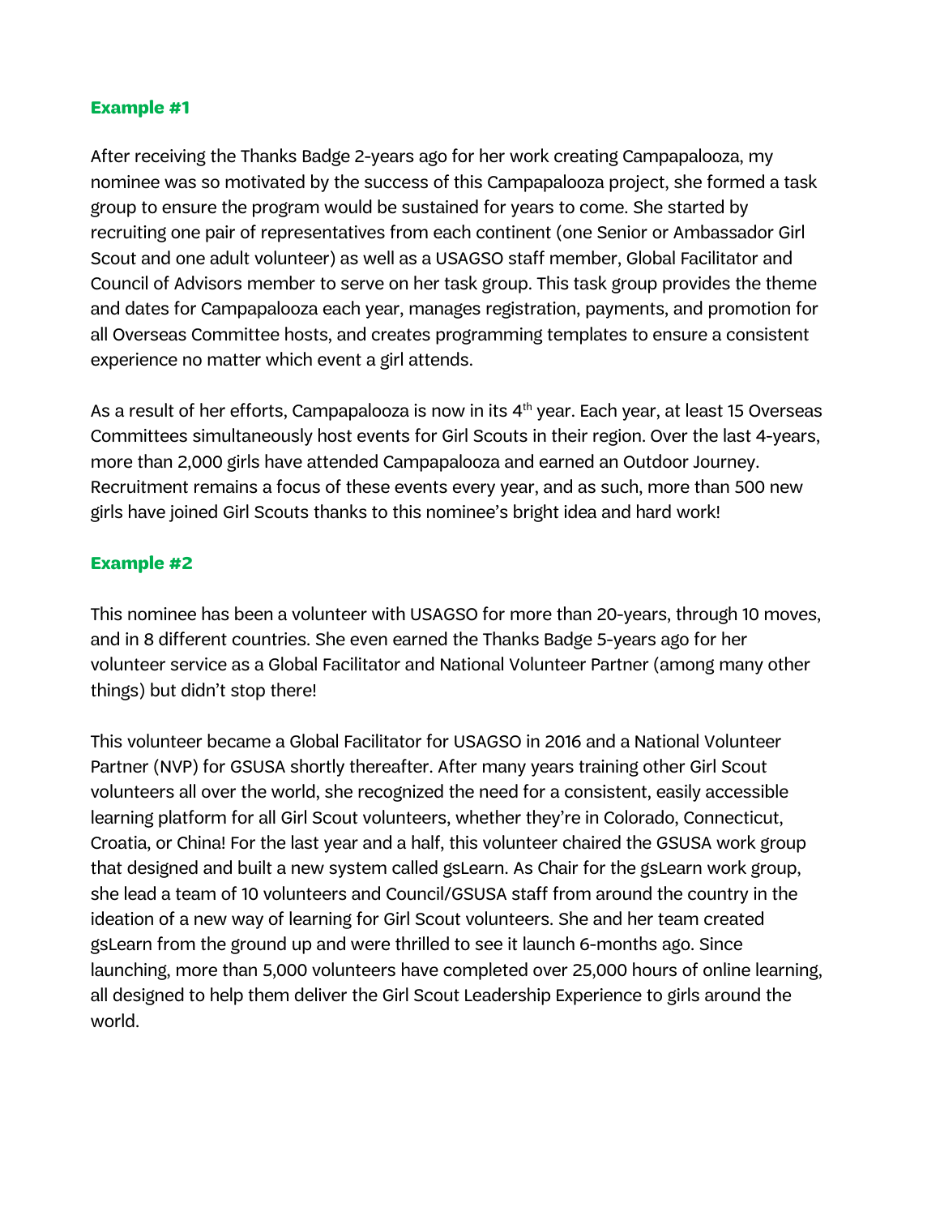### Example #1

After receiving the Thanks Badge 2-years ago for her work creating Campapalooza, my nominee was so motivated by the success of this Campapalooza project, she formed a task group to ensure the program would be sustained for years to come. She started by recruiting one pair of representatives from each continent (one Senior or Ambassador Girl Scout and one adult volunteer) as well as a USAGSO staff member, Global Facilitator and Council of Advisors member to serve on her task group. This task group provides the theme and dates for Campapalooza each year, manages registration, payments, and promotion for all Overseas Committee hosts, and creates programming templates to ensure a consistent experience no matter which event a girl attends.

As a result of her efforts, Campapalooza is now in its 4th year. Each year, at least 15 Overseas Committees simultaneously host events for Girl Scouts in their region. Over the last 4-years, more than 2,000 girls have attended Campapalooza and earned an Outdoor Journey. Recruitment remains a focus of these events every year, and as such, more than 500 new girls have joined Girl Scouts thanks to this nominee's bright idea and hard work!

### Example #2

This nominee has been a volunteer with USAGSO for more than 20-years, through 10 moves, and in 8 different countries. She even earned the Thanks Badge 5-years ago for her volunteer service as a Global Facilitator and National Volunteer Partner (among many other things) but didn't stop there!

This volunteer became a Global Facilitator for USAGSO in 2016 and a National Volunteer Partner (NVP) for GSUSA shortly thereafter. After many years training other Girl Scout volunteers all over the world, she recognized the need for a consistent, easily accessible learning platform for all Girl Scout volunteers, whether they're in Colorado, Connecticut, Croatia, or China! For the last year and a half, this volunteer chaired the GSUSA work group that designed and built a new system called gsLearn. As Chair for the gsLearn work group, she lead a team of 10 volunteers and Council/GSUSA staff from around the country in the ideation of a new way of learning for Girl Scout volunteers. She and her team created gsLearn from the ground up and were thrilled to see it launch 6-months ago. Since launching, more than 5,000 volunteers have completed over 25,000 hours of online learning, all designed to help them deliver the Girl Scout Leadership Experience to girls around the world.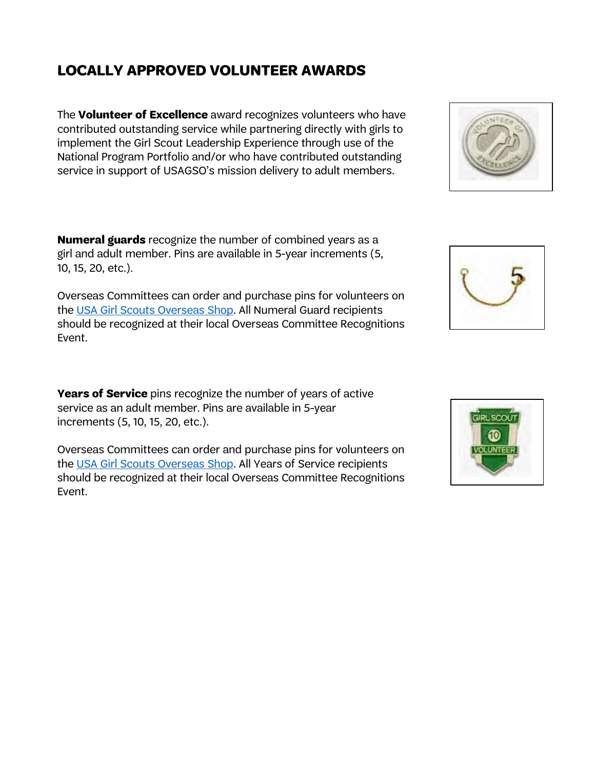## LOCALLY APPROVED VOLUNTEER AWARDS

The **Volunteer of Excellence** award recognizes volunteers who have contributed outstanding service while partnering directly with girls to implement the Girl Scout Leadership Experience through use of the National Program Portfolio and/or who have contributed outstanding service in support of USAGSO's mission delivery to adult members.

**Numeral guards** recognize the number of combined years as a girl and adult member. Pins are available in 5-year increments (5, 10, 15, 20, etc.).

Overseas Committees can order and purchase pins for volunteers on the USA Girl Scouts Overseas Shop. All Numeral Guard recipients should be recognized at their local Overseas Committee Recognitions Event.

**Years of Service** pins recognize the number of years of active service as an adult member. Pins are available in 5-year increments (5, 10, 15, 20, etc.).

Overseas Committees can order and purchase pins for volunteers on the USA Girl Scouts Overseas Shop. All Years of Service recipients should be recognized at their local Overseas Committee Recognitions Event.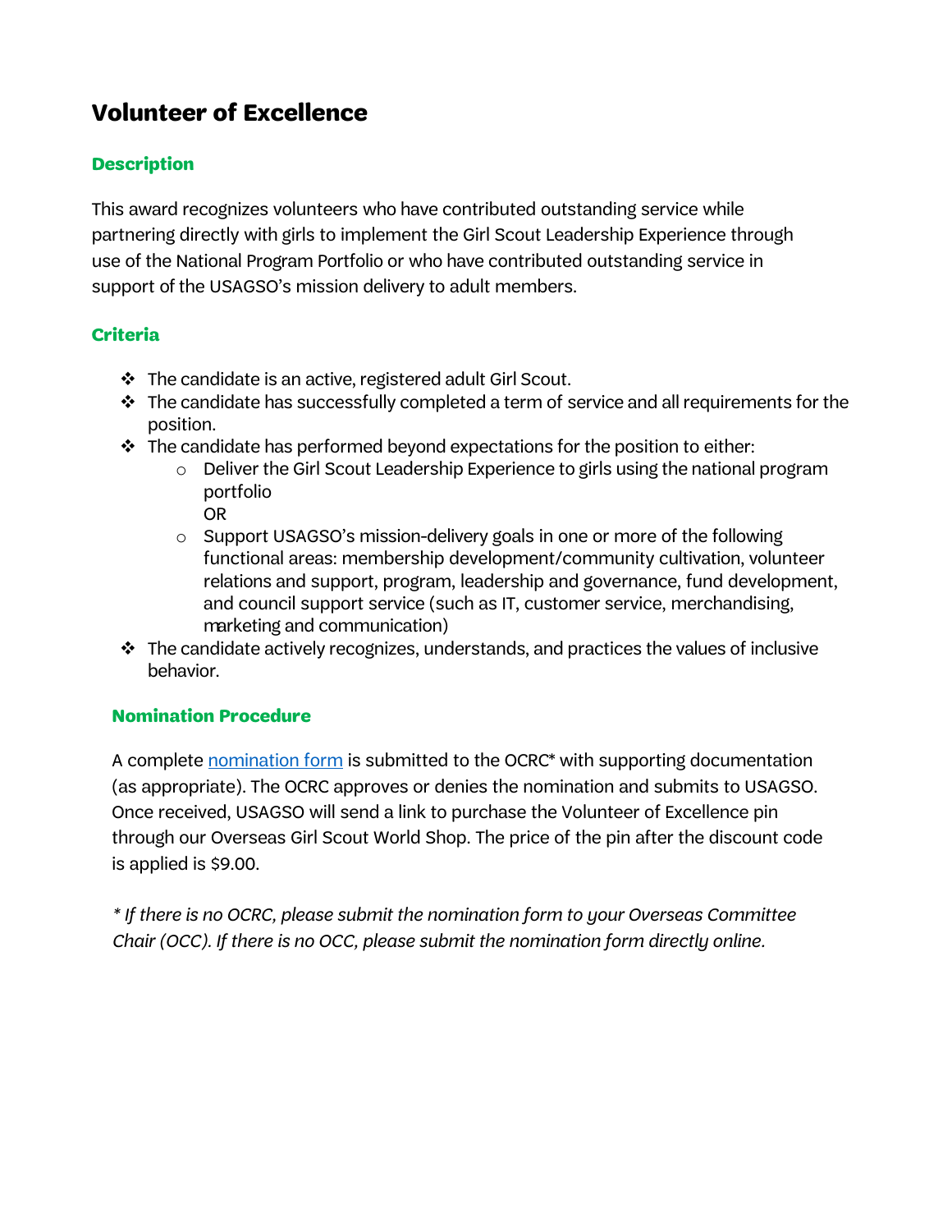## Volunteer of Excellence

### Description

This award recognizes volunteers who have contributed outstanding service while partnering directly with girls to implement the Girl Scout Leadership Experience through use of the National Program Portfolio or who have contributed outstanding service in support of the USAGSO's mission delivery to adult members.

### Criteria

- The candidate is an active, registered adult Girl Scout.
- The candidate has successfully completed a term of service and all requirements for the position.
- The candidate has performed beyond expectations for the position to either:
  - Deliver the Girl Scout Leadership Experience to girls using the national program portfolio
    OR
  - Support USAGSO's mission-delivery goals in one or more of the following functional areas: membership development/community cultivation, volunteer relations and support, program, leadership and governance, fund development, and council support service (such as IT, customer service, merchandising, marketing and communication)
- The candidate actively recognizes, understands, and practices the values of inclusive behavior.

### Nomination Procedure

A complete nomination form is submitted to the OCRC* with supporting documentation (as appropriate). The OCRC approves or denies the nomination and submits to USAGSO. Once received, USAGSO will send a link to purchase the Volunteer of Excellence pin through our Overseas Girl Scout World Shop. The price of the pin after the discount code is applied is $9.00.

*\* If there is no OCRC, please submit the nomination form to your Overseas Committee Chair (OCC). If there is no OCC, please submit the nomination form directly online.*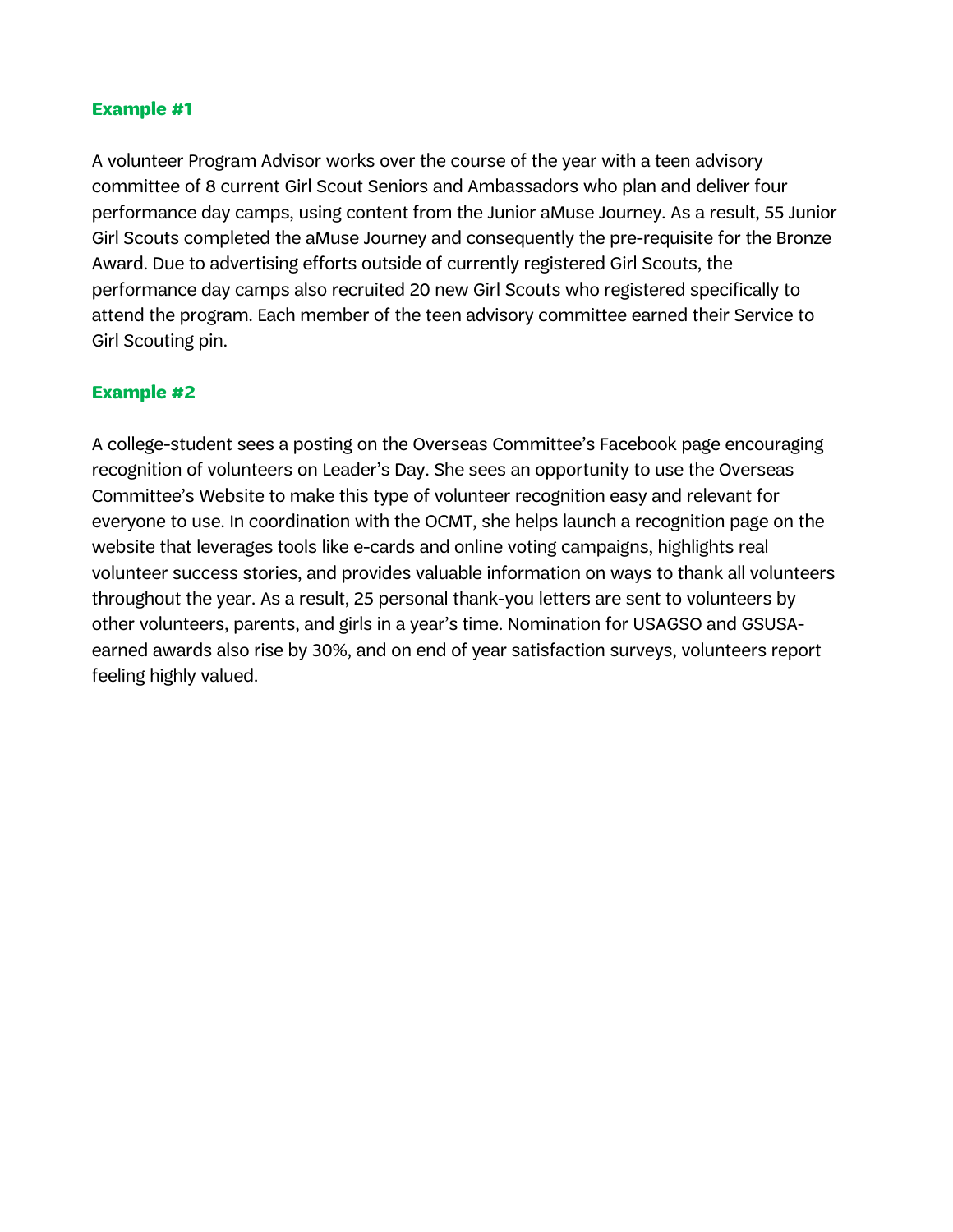**Example #1**

A volunteer Program Advisor works over the course of the year with a teen advisory committee of 8 current Girl Scout Seniors and Ambassadors who plan and deliver four performance day camps, using content from the Junior aMuse Journey. As a result, 55 Junior Girl Scouts completed the aMuse Journey and consequently the pre-requisite for the Bronze Award. Due to advertising efforts outside of currently registered Girl Scouts, the performance day camps also recruited 20 new Girl Scouts who registered specifically to attend the program. Each member of the teen advisory committee earned their Service to Girl Scouting pin.

**Example #2**

A college-student sees a posting on the Overseas Committee's Facebook page encouraging recognition of volunteers on Leader's Day. She sees an opportunity to use the Overseas Committee's Website to make this type of volunteer recognition easy and relevant for everyone to use. In coordination with the OCMT, she helps launch a recognition page on the website that leverages tools like e-cards and online voting campaigns, highlights real volunteer success stories, and provides valuable information on ways to thank all volunteers throughout the year. As a result, 25 personal thank-you letters are sent to volunteers by other volunteers, parents, and girls in a year's time. Nomination for USAGSO and GSUSA-earned awards also rise by 30%, and on end of year satisfaction surveys, volunteers report feeling highly valued.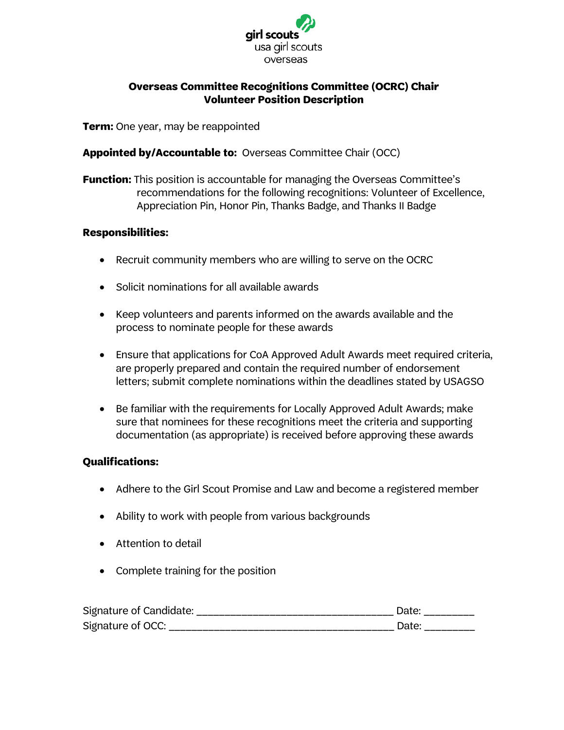girl scouts
usa girl scouts
overseas

# Overseas Committee Recognitions Committee (OCRC) Chair
## Volunteer Position Description

**Term:** One year, may be reappointed

**Appointed by/Accountable to:** Overseas Committee Chair (OCC)

**Function:** This position is accountable for managing the Overseas Committee's recommendations for the following recognitions: Volunteer of Excellence, Appreciation Pin, Honor Pin, Thanks Badge, and Thanks II Badge

**Responsibilities:**

- Recruit community members who are willing to serve on the OCRC
- Solicit nominations for all available awards
- Keep volunteers and parents informed on the awards available and the process to nominate people for these awards
- Ensure that applications for CoA Approved Adult Awards meet required criteria, are properly prepared and contain the required number of endorsement letters; submit complete nominations within the deadlines stated by USAGSO
- Be familiar with the requirements for Locally Approved Adult Awards; make sure that nominees for these recognitions meet the criteria and supporting documentation (as appropriate) is received before approving these awards

**Qualifications:**

- Adhere to the Girl Scout Promise and Law and become a registered member
- Ability to work with people from various backgrounds
- Attention to detail
- Complete training for the position

Signature of Candidate: ___________________________________ Date: _________
Signature of OCC: ________________________________________ Date: _________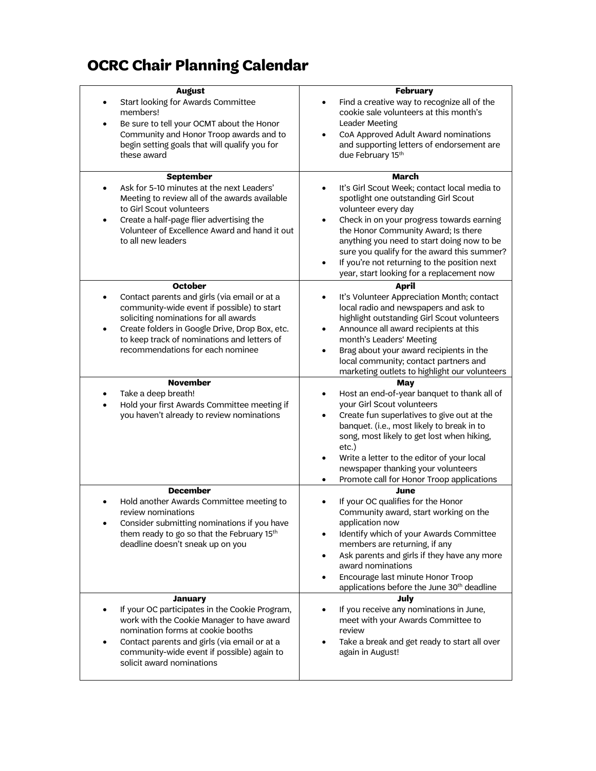# OCRC Chair Planning Calendar

| August | February |
|---|---|
| • Start looking for Awards Committee members!<br>• Be sure to tell your OCMT about the Honor Community and Honor Troop awards and to begin setting goals that will qualify you for these award | • Find a creative way to recognize all of the cookie sale volunteers at this month's Leader Meeting<br>• CoA Approved Adult Award nominations and supporting letters of endorsement are due February 15th |
| **September** | **March** |
| • Ask for 5-10 minutes at the next Leaders' Meeting to review all of the awards available to Girl Scout volunteers<br>• Create a half-page flier advertising the Volunteer of Excellence Award and hand it out to all new leaders | • It's Girl Scout Week; contact local media to spotlight one outstanding Girl Scout volunteer every day<br>• Check in on your progress towards earning the Honor Community Award; Is there anything you need to start doing now to be sure you qualify for the award this summer?<br>• If you're not returning to the position next year, start looking for a replacement now |
| **October** | **April** |
| • Contact parents and girls (via email or at a community-wide event if possible) to start soliciting nominations for all awards<br>• Create folders in Google Drive, Drop Box, etc. to keep track of nominations and letters of recommendations for each nominee | • It's Volunteer Appreciation Month; contact local radio and newspapers and ask to highlight outstanding Girl Scout volunteers<br>• Announce all award recipients at this month's Leaders' Meeting<br>• Brag about your award recipients in the local community; contact partners and marketing outlets to highlight our volunteers |
| **November** | **May** |
| • Take a deep breath!<br>• Hold your first Awards Committee meeting if you haven't already to review nominations | • Host an end-of-year banquet to thank all of your Girl Scout volunteers<br>• Create fun superlatives to give out at the banquet. (i.e., most likely to break in to song, most likely to get lost when hiking, etc.)<br>• Write a letter to the editor of your local newspaper thanking your volunteers<br>• Promote call for Honor Troop applications |
| **December** | **June** |
| • Hold another Awards Committee meeting to review nominations<br>• Consider submitting nominations if you have them ready to go so that the February 15th deadline doesn't sneak up on you | • If your OC qualifies for the Honor Community award, start working on the application now<br>• Identify which of your Awards Committee members are returning, if any<br>• Ask parents and girls if they have any more award nominations<br>• Encourage last minute Honor Troop applications before the June 30th deadline |
| **January** | **July** |
| • If your OC participates in the Cookie Program, work with the Cookie Manager to have award nomination forms at cookie booths<br>• Contact parents and girls (via email or at a community-wide event if possible) again to solicit award nominations | • If you receive any nominations in June, meet with your Awards Committee to review<br>• Take a break and get ready to start all over again in August! |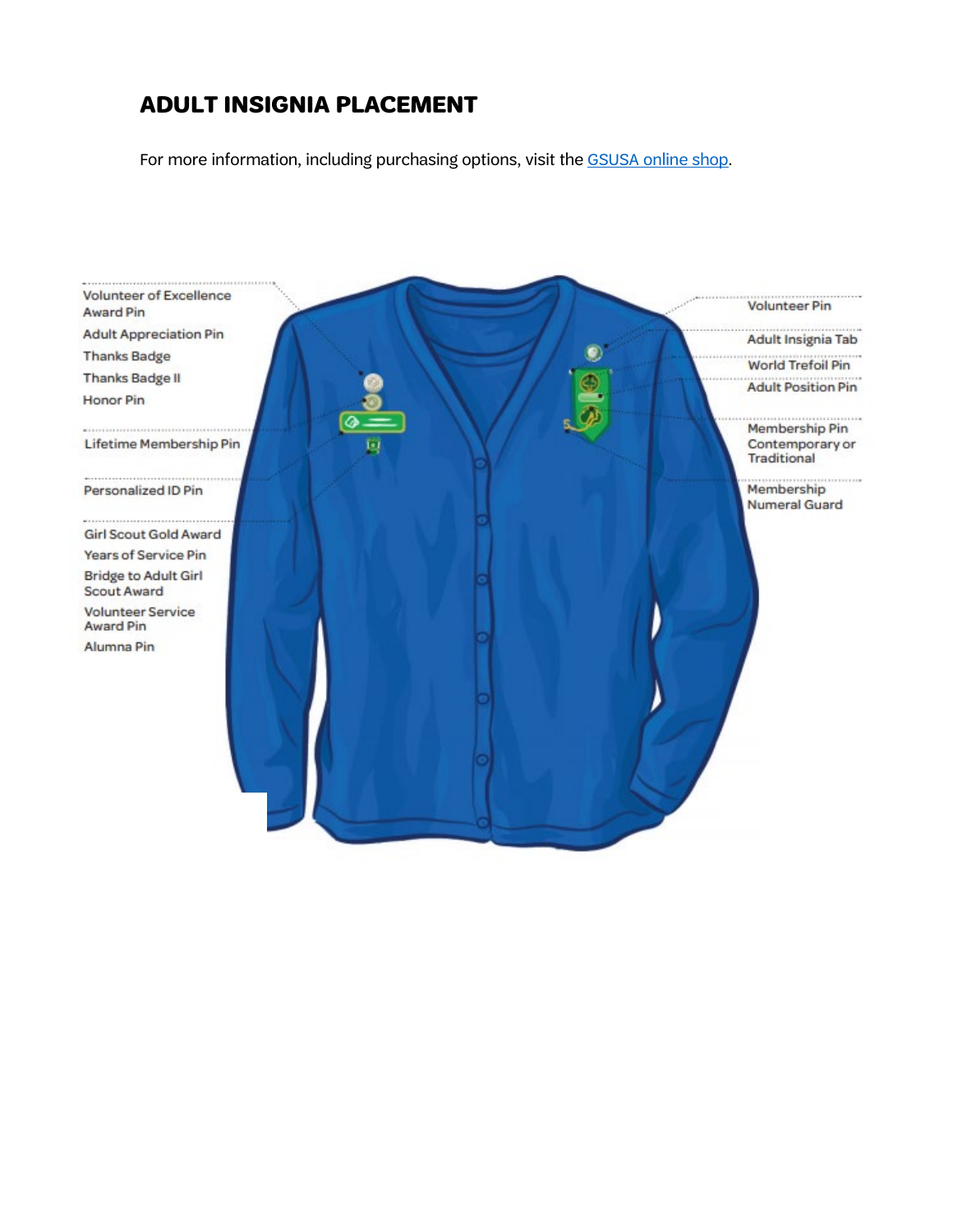## ADULT INSIGNIA PLACEMENT

For more information, including purchasing options, visit the [GSUSA online shop](GSUSA online shop).

Volunteer of Excellence Award Pin

Adult Appreciation Pin

Thanks Badge

Thanks Badge II

Honor Pin

Lifetime Membership Pin

Personalized ID Pin

Girl Scout Gold Award

Years of Service Pin

Bridge to Adult Girl Scout Award

Volunteer Service Award Pin

Alumna Pin

Volunteer Pin

Adult Insignia Tab

World Trefoil Pin

Adult Position Pin

Membership Pin Contemporary or Traditional

Membership Numeral Guard